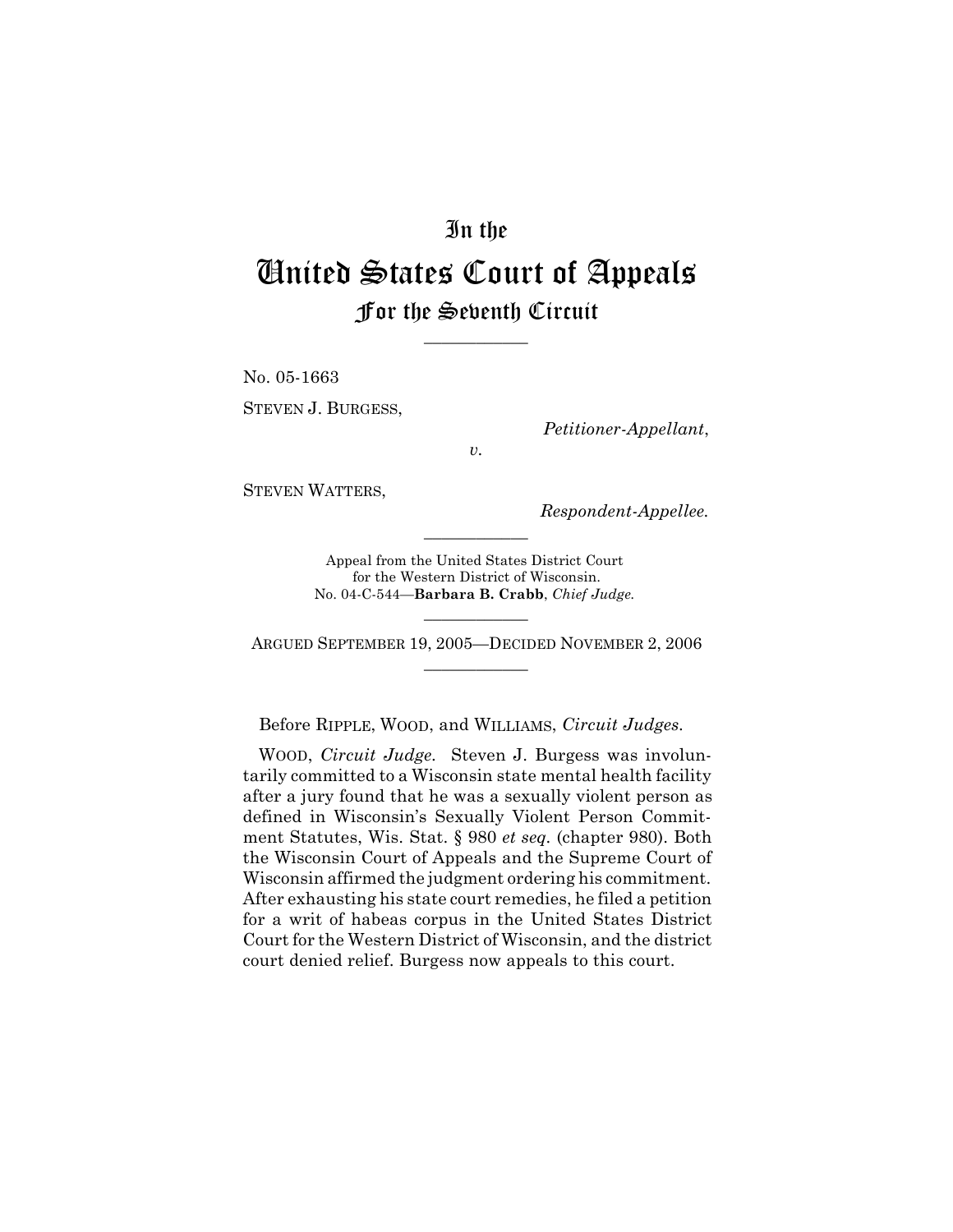# In the

# United States Court of Appeals

## For the Seventh Circuit

---

No. 05-1663

STEVEN J. BURGESS,

*Petitioner-Appellant*,

*v.*

STEVEN WATTERS,

*Respondent-Appellee.*

---

Appeal from the United States District Court
for the Western District of Wisconsin.
No. 04-C-544—**Barbara B. Crabb**, *Chief Judge.*

---

ARGUED SEPTEMBER 19, 2005—DECIDED NOVEMBER 2, 2006

---

Before RIPPLE, WOOD, and WILLIAMS, *Circuit Judges*.

WOOD, *Circuit Judge.* Steven J. Burgess was involuntarily committed to a Wisconsin state mental health facility after a jury found that he was a sexually violent person as defined in Wisconsin's Sexually Violent Person Commitment Statutes, Wis. Stat. § 980 *et seq.* (chapter 980). Both the Wisconsin Court of Appeals and the Supreme Court of Wisconsin affirmed the judgment ordering his commitment. After exhausting his state court remedies, he filed a petition for a writ of habeas corpus in the United States District Court for the Western District of Wisconsin, and the district court denied relief. Burgess now appeals to this court.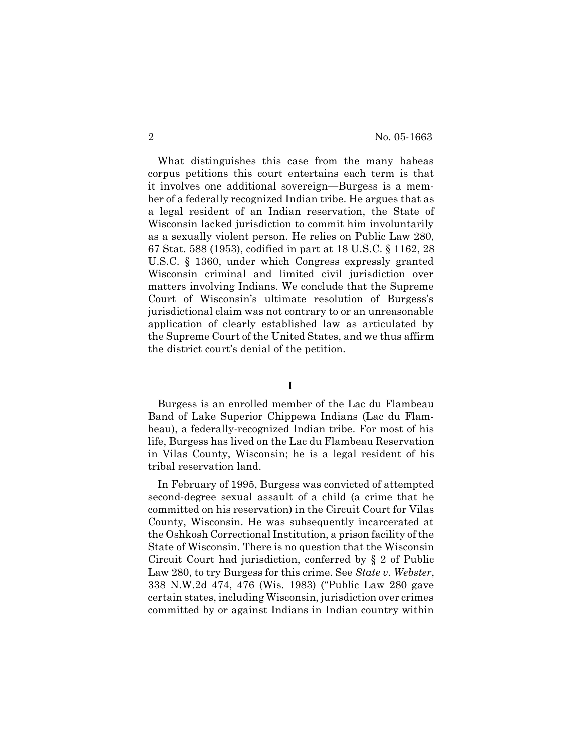What distinguishes this case from the many habeas corpus petitions this court entertains each term is that it involves one additional sovereign—Burgess is a member of a federally recognized Indian tribe. He argues that as a legal resident of an Indian reservation, the State of Wisconsin lacked jurisdiction to commit him involuntarily as a sexually violent person. He relies on Public Law 280, 67 Stat. 588 (1953), codified in part at 18 U.S.C. § 1162, 28 U.S.C. § 1360, under which Congress expressly granted Wisconsin criminal and limited civil jurisdiction over matters involving Indians. We conclude that the Supreme Court of Wisconsin's ultimate resolution of Burgess's jurisdictional claim was not contrary to or an unreasonable application of clearly established law as articulated by the Supreme Court of the United States, and we thus affirm the district court's denial of the petition.

## I

Burgess is an enrolled member of the Lac du Flambeau Band of Lake Superior Chippewa Indians (Lac du Flambeau), a federally-recognized Indian tribe. For most of his life, Burgess has lived on the Lac du Flambeau Reservation in Vilas County, Wisconsin; he is a legal resident of his tribal reservation land.

In February of 1995, Burgess was convicted of attempted second-degree sexual assault of a child (a crime that he committed on his reservation) in the Circuit Court for Vilas County, Wisconsin. He was subsequently incarcerated at the Oshkosh Correctional Institution, a prison facility of the State of Wisconsin. There is no question that the Wisconsin Circuit Court had jurisdiction, conferred by § 2 of Public Law 280, to try Burgess for this crime. See *State v. Webster*, 338 N.W.2d 474, 476 (Wis. 1983) ("Public Law 280 gave certain states, including Wisconsin, jurisdiction over crimes committed by or against Indians in Indian country within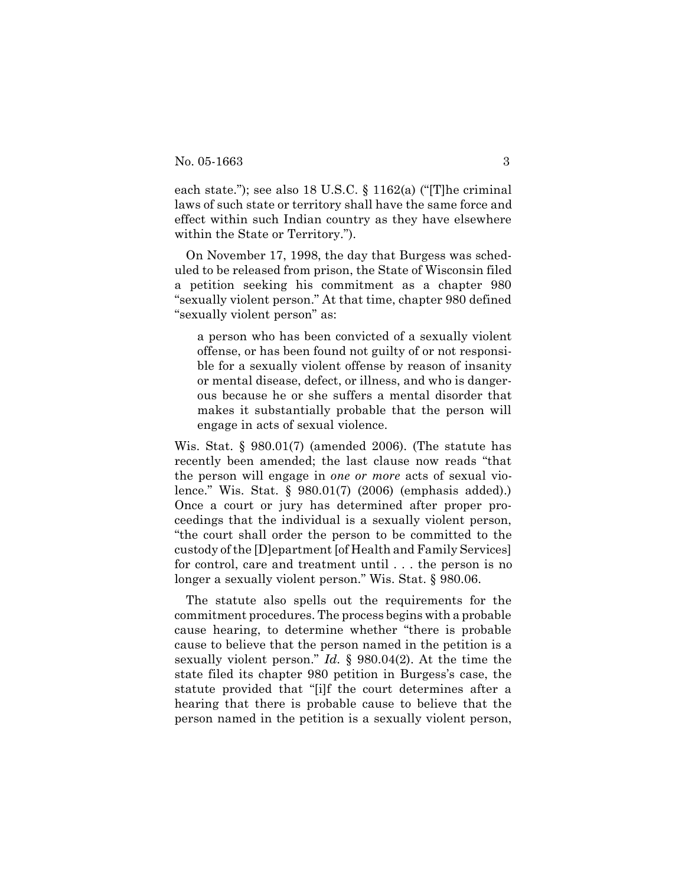each state."); see also 18 U.S.C. § 1162(a) ("[T]he criminal laws of such state or territory shall have the same force and effect within such Indian country as they have elsewhere within the State or Territory.").

On November 17, 1998, the day that Burgess was scheduled to be released from prison, the State of Wisconsin filed a petition seeking his commitment as a chapter 980 "sexually violent person." At that time, chapter 980 defined "sexually violent person" as:

> a person who has been convicted of a sexually violent offense, or has been found not guilty of or not responsible for a sexually violent offense by reason of insanity or mental disease, defect, or illness, and who is dangerous because he or she suffers a mental disorder that makes it substantially probable that the person will engage in acts of sexual violence.

Wis. Stat. § 980.01(7) (amended 2006). (The statute has recently been amended; the last clause now reads "that the person will engage in *one or more* acts of sexual violence." Wis. Stat. § 980.01(7) (2006) (emphasis added).) Once a court or jury has determined after proper proceedings that the individual is a sexually violent person, "the court shall order the person to be committed to the custody of the [D]epartment [of Health and Family Services] for control, care and treatment until . . . the person is no longer a sexually violent person." Wis. Stat. § 980.06.

The statute also spells out the requirements for the commitment procedures. The process begins with a probable cause hearing, to determine whether "there is probable cause to believe that the person named in the petition is a sexually violent person." *Id.* § 980.04(2). At the time the state filed its chapter 980 petition in Burgess's case, the statute provided that "[i]f the court determines after a hearing that there is probable cause to believe that the person named in the petition is a sexually violent person,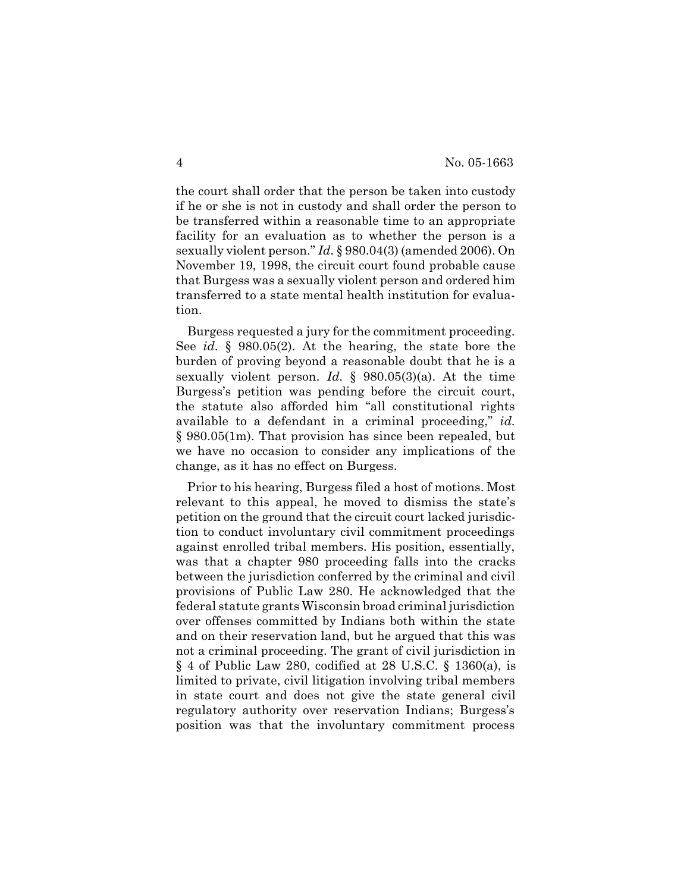the court shall order that the person be taken into custody if he or she is not in custody and shall order the person to be transferred within a reasonable time to an appropriate facility for an evaluation as to whether the person is a sexually violent person." *Id.* § 980.04(3) (amended 2006). On November 19, 1998, the circuit court found probable cause that Burgess was a sexually violent person and ordered him transferred to a state mental health institution for evaluation.

Burgess requested a jury for the commitment proceeding. See *id.* § 980.05(2). At the hearing, the state bore the burden of proving beyond a reasonable doubt that he is a sexually violent person. *Id.* § 980.05(3)(a). At the time Burgess's petition was pending before the circuit court, the statute also afforded him "all constitutional rights available to a defendant in a criminal proceeding," *id.* § 980.05(1m). That provision has since been repealed, but we have no occasion to consider any implications of the change, as it has no effect on Burgess.

Prior to his hearing, Burgess filed a host of motions. Most relevant to this appeal, he moved to dismiss the state's petition on the ground that the circuit court lacked jurisdiction to conduct involuntary civil commitment proceedings against enrolled tribal members. His position, essentially, was that a chapter 980 proceeding falls into the cracks between the jurisdiction conferred by the criminal and civil provisions of Public Law 280. He acknowledged that the federal statute grants Wisconsin broad criminal jurisdiction over offenses committed by Indians both within the state and on their reservation land, but he argued that this was not a criminal proceeding. The grant of civil jurisdiction in § 4 of Public Law 280, codified at 28 U.S.C. § 1360(a), is limited to private, civil litigation involving tribal members in state court and does not give the state general civil regulatory authority over reservation Indians; Burgess's position was that the involuntary commitment process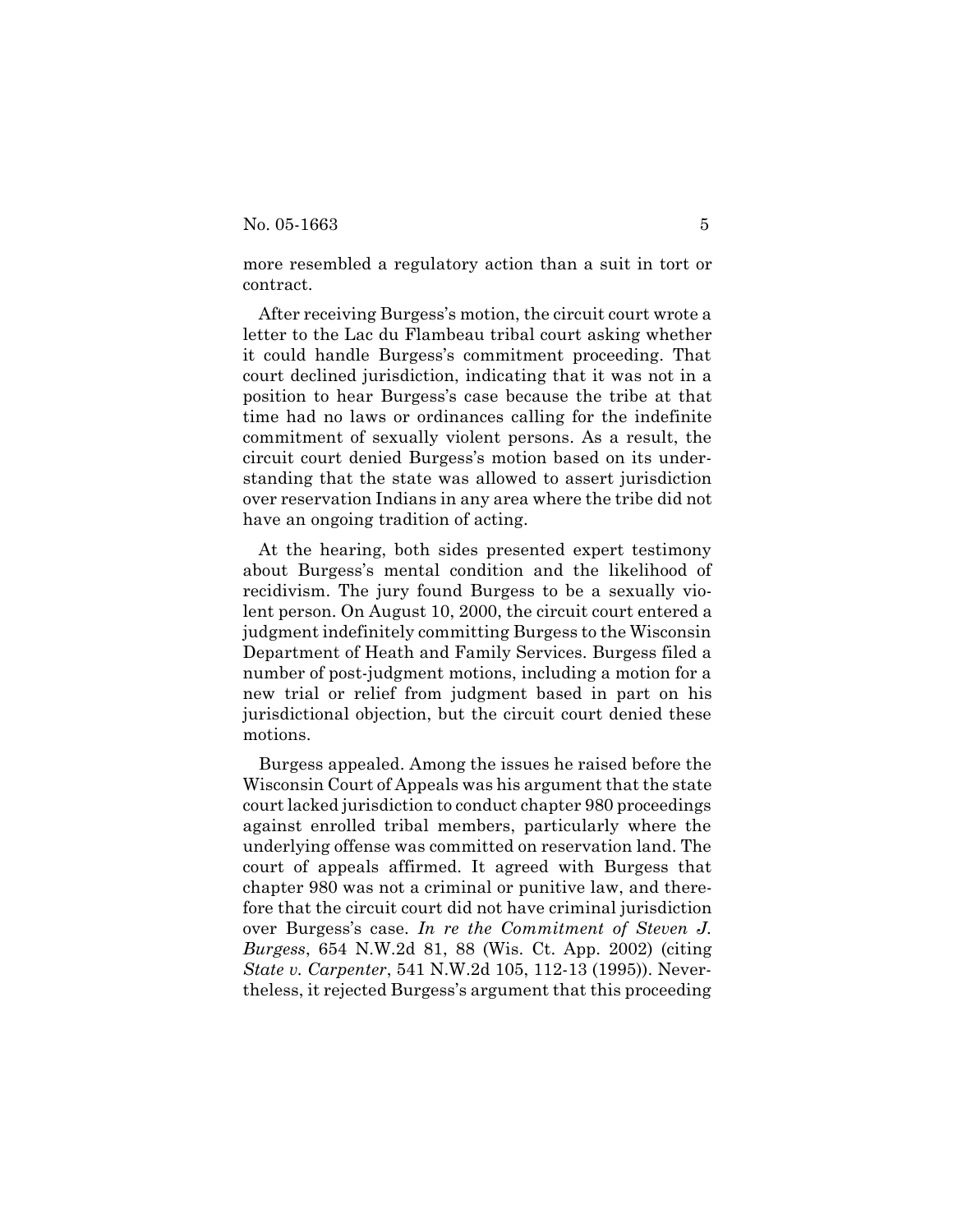more resembled a regulatory action than a suit in tort or contract.

After receiving Burgess's motion, the circuit court wrote a letter to the Lac du Flambeau tribal court asking whether it could handle Burgess's commitment proceeding. That court declined jurisdiction, indicating that it was not in a position to hear Burgess's case because the tribe at that time had no laws or ordinances calling for the indefinite commitment of sexually violent persons. As a result, the circuit court denied Burgess's motion based on its understanding that the state was allowed to assert jurisdiction over reservation Indians in any area where the tribe did not have an ongoing tradition of acting.

At the hearing, both sides presented expert testimony about Burgess's mental condition and the likelihood of recidivism. The jury found Burgess to be a sexually violent person. On August 10, 2000, the circuit court entered a judgment indefinitely committing Burgess to the Wisconsin Department of Heath and Family Services. Burgess filed a number of post-judgment motions, including a motion for a new trial or relief from judgment based in part on his jurisdictional objection, but the circuit court denied these motions.

Burgess appealed. Among the issues he raised before the Wisconsin Court of Appeals was his argument that the state court lacked jurisdiction to conduct chapter 980 proceedings against enrolled tribal members, particularly where the underlying offense was committed on reservation land. The court of appeals affirmed. It agreed with Burgess that chapter 980 was not a criminal or punitive law, and therefore that the circuit court did not have criminal jurisdiction over Burgess's case. *In re the Commitment of Steven J. Burgess*, 654 N.W.2d 81, 88 (Wis. Ct. App. 2002) (citing *State v. Carpenter*, 541 N.W.2d 105, 112-13 (1995)). Nevertheless, it rejected Burgess's argument that this proceeding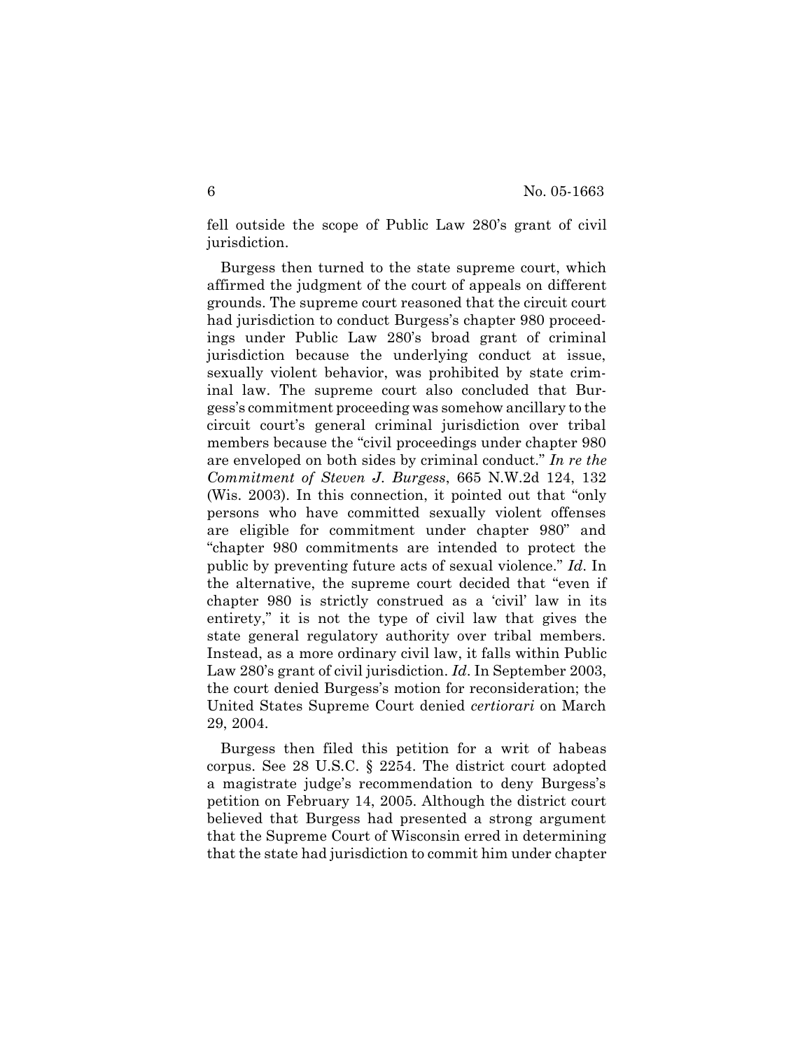fell outside the scope of Public Law 280's grant of civil jurisdiction.

Burgess then turned to the state supreme court, which affirmed the judgment of the court of appeals on different grounds. The supreme court reasoned that the circuit court had jurisdiction to conduct Burgess's chapter 980 proceedings under Public Law 280's broad grant of criminal jurisdiction because the underlying conduct at issue, sexually violent behavior, was prohibited by state criminal law. The supreme court also concluded that Burgess's commitment proceeding was somehow ancillary to the circuit court's general criminal jurisdiction over tribal members because the "civil proceedings under chapter 980 are enveloped on both sides by criminal conduct." *In re the Commitment of Steven J. Burgess*, 665 N.W.2d 124, 132 (Wis. 2003). In this connection, it pointed out that "only persons who have committed sexually violent offenses are eligible for commitment under chapter 980" and "chapter 980 commitments are intended to protect the public by preventing future acts of sexual violence." *Id*. In the alternative, the supreme court decided that "even if chapter 980 is strictly construed as a 'civil' law in its entirety," it is not the type of civil law that gives the state general regulatory authority over tribal members. Instead, as a more ordinary civil law, it falls within Public Law 280's grant of civil jurisdiction. *Id*. In September 2003, the court denied Burgess's motion for reconsideration; the United States Supreme Court denied *certiorari* on March 29, 2004.

Burgess then filed this petition for a writ of habeas corpus. See 28 U.S.C. § 2254. The district court adopted a magistrate judge's recommendation to deny Burgess's petition on February 14, 2005. Although the district court believed that Burgess had presented a strong argument that the Supreme Court of Wisconsin erred in determining that the state had jurisdiction to commit him under chapter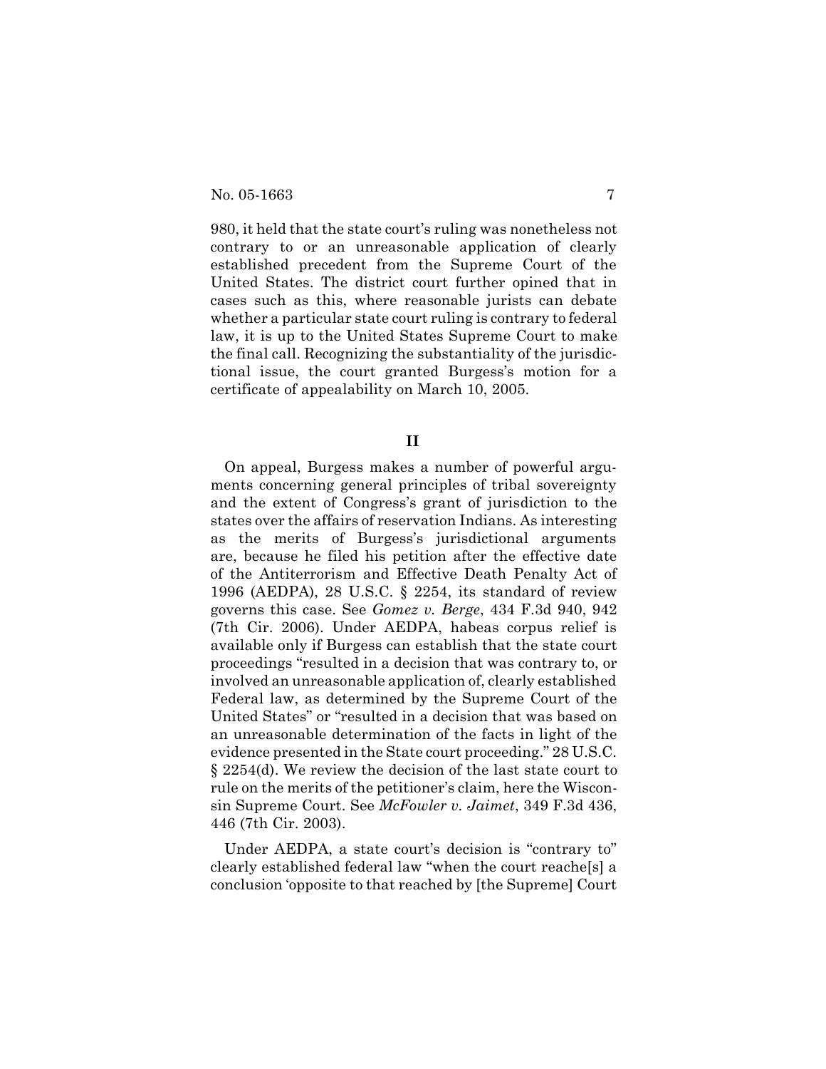980, it held that the state court's ruling was nonetheless not contrary to or an unreasonable application of clearly established precedent from the Supreme Court of the United States. The district court further opined that in cases such as this, where reasonable jurists can debate whether a particular state court ruling is contrary to federal law, it is up to the United States Supreme Court to make the final call. Recognizing the substantiality of the jurisdictional issue, the court granted Burgess's motion for a certificate of appealability on March 10, 2005.

## II

On appeal, Burgess makes a number of powerful arguments concerning general principles of tribal sovereignty and the extent of Congress's grant of jurisdiction to the states over the affairs of reservation Indians. As interesting as the merits of Burgess's jurisdictional arguments are, because he filed his petition after the effective date of the Antiterrorism and Effective Death Penalty Act of 1996 (AEDPA), 28 U.S.C. § 2254, its standard of review governs this case. See *Gomez v. Berge*, 434 F.3d 940, 942 (7th Cir. 2006). Under AEDPA, habeas corpus relief is available only if Burgess can establish that the state court proceedings "resulted in a decision that was contrary to, or involved an unreasonable application of, clearly established Federal law, as determined by the Supreme Court of the United States" or "resulted in a decision that was based on an unreasonable determination of the facts in light of the evidence presented in the State court proceeding." 28 U.S.C. § 2254(d). We review the decision of the last state court to rule on the merits of the petitioner's claim, here the Wisconsin Supreme Court. See *McFowler v. Jaimet*, 349 F.3d 436, 446 (7th Cir. 2003).

Under AEDPA, a state court's decision is "contrary to" clearly established federal law "when the court reache[s] a conclusion 'opposite to that reached by [the Supreme] Court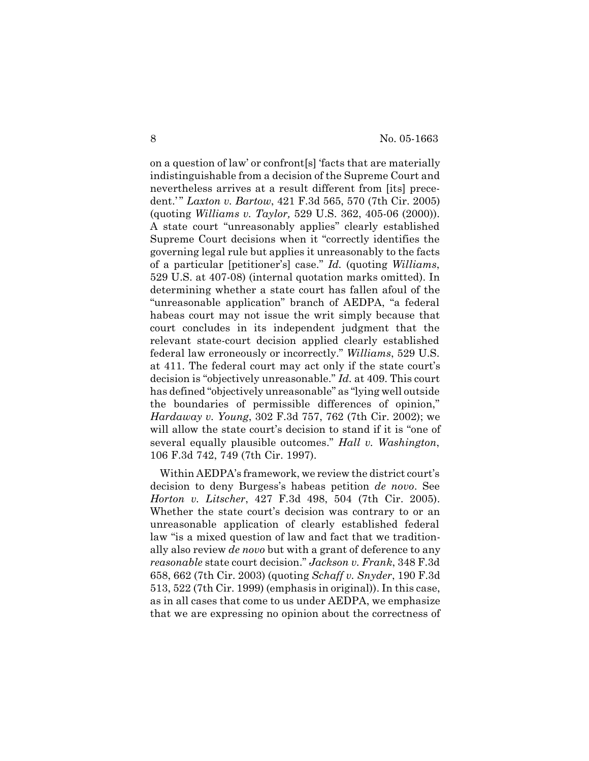on a question of law' or confront[s] 'facts that are materially indistinguishable from a decision of the Supreme Court and nevertheless arrives at a result different from [its] precedent.'" *Laxton v. Bartow*, 421 F.3d 565, 570 (7th Cir. 2005) (quoting *Williams v. Taylor,* 529 U.S. 362, 405-06 (2000)). A state court "unreasonably applies" clearly established Supreme Court decisions when it "correctly identifies the governing legal rule but applies it unreasonably to the facts of a particular [petitioner's] case." *Id.* (quoting *Williams*, 529 U.S. at 407-08) (internal quotation marks omitted). In determining whether a state court has fallen afoul of the "unreasonable application" branch of AEDPA, "a federal habeas court may not issue the writ simply because that court concludes in its independent judgment that the relevant state-court decision applied clearly established federal law erroneously or incorrectly." *Williams*, 529 U.S. at 411. The federal court may act only if the state court's decision is "objectively unreasonable." *Id.* at 409. This court has defined "objectively unreasonable" as "lying well outside the boundaries of permissible differences of opinion," *Hardaway v. Young*, 302 F.3d 757, 762 (7th Cir. 2002); we will allow the state court's decision to stand if it is "one of several equally plausible outcomes." *Hall v. Washington*, 106 F.3d 742, 749 (7th Cir. 1997).

Within AEDPA's framework, we review the district court's decision to deny Burgess's habeas petition *de novo*. See *Horton v. Litscher*, 427 F.3d 498, 504 (7th Cir. 2005). Whether the state court's decision was contrary to or an unreasonable application of clearly established federal law "is a mixed question of law and fact that we traditionally also review *de novo* but with a grant of deference to any *reasonable* state court decision." *Jackson v. Frank*, 348 F.3d 658, 662 (7th Cir. 2003) (quoting *Schaff v. Snyder*, 190 F.3d 513, 522 (7th Cir. 1999) (emphasis in original)). In this case, as in all cases that come to us under AEDPA, we emphasize that we are expressing no opinion about the correctness of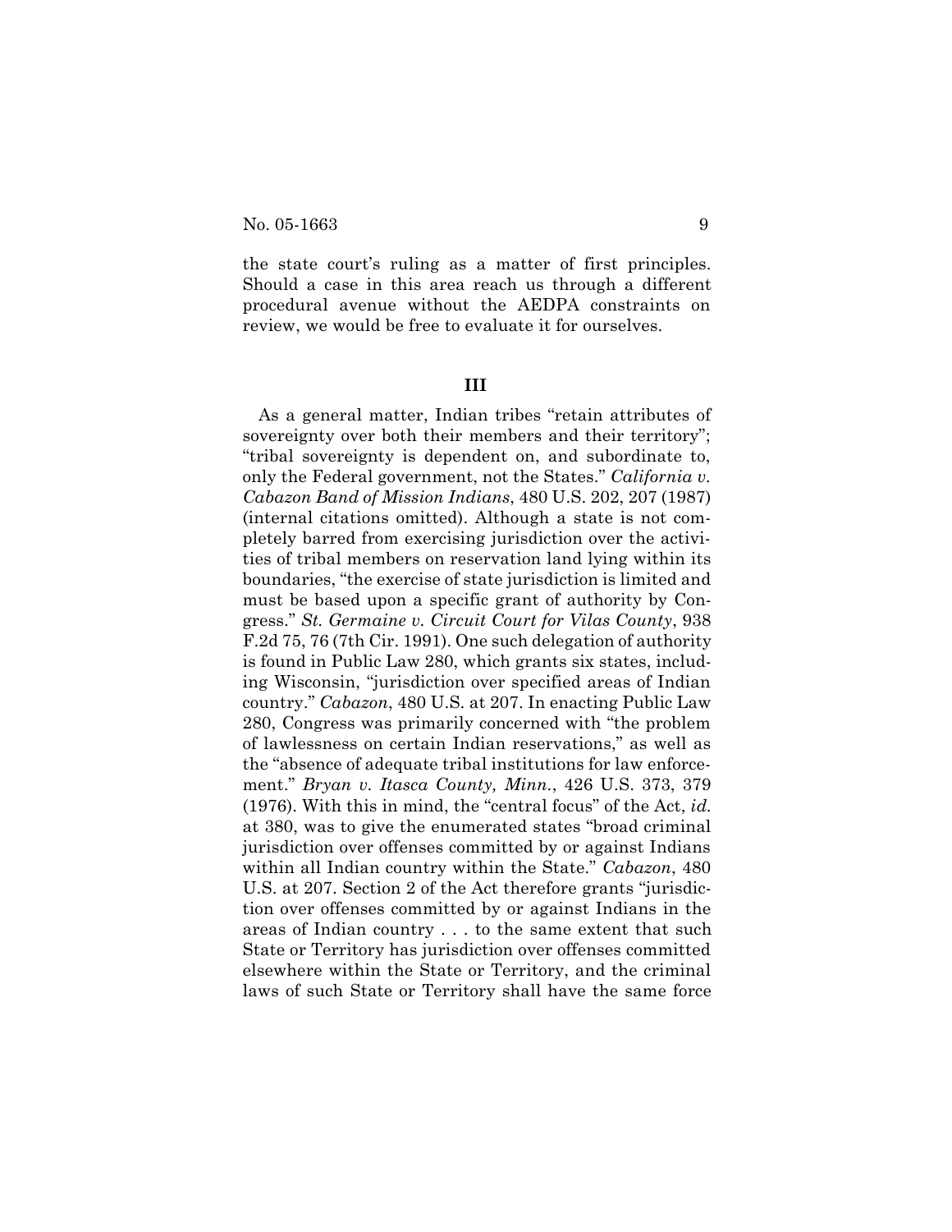the state court's ruling as a matter of first principles. Should a case in this area reach us through a different procedural avenue without the AEDPA constraints on review, we would be free to evaluate it for ourselves.

### III

As a general matter, Indian tribes "retain attributes of sovereignty over both their members and their territory"; "tribal sovereignty is dependent on, and subordinate to, only the Federal government, not the States." *California v. Cabazon Band of Mission Indians*, 480 U.S. 202, 207 (1987) (internal citations omitted). Although a state is not completely barred from exercising jurisdiction over the activities of tribal members on reservation land lying within its boundaries, "the exercise of state jurisdiction is limited and must be based upon a specific grant of authority by Congress." *St. Germaine v. Circuit Court for Vilas County*, 938 F.2d 75, 76 (7th Cir. 1991). One such delegation of authority is found in Public Law 280, which grants six states, including Wisconsin, "jurisdiction over specified areas of Indian country." *Cabazon*, 480 U.S. at 207. In enacting Public Law 280, Congress was primarily concerned with "the problem of lawlessness on certain Indian reservations," as well as the "absence of adequate tribal institutions for law enforcement." *Bryan v. Itasca County, Minn.*, 426 U.S. 373, 379 (1976). With this in mind, the "central focus" of the Act, *id.* at 380, was to give the enumerated states "broad criminal jurisdiction over offenses committed by or against Indians within all Indian country within the State." *Cabazon*, 480 U.S. at 207. Section 2 of the Act therefore grants "jurisdiction over offenses committed by or against Indians in the areas of Indian country . . . to the same extent that such State or Territory has jurisdiction over offenses committed elsewhere within the State or Territory, and the criminal laws of such State or Territory shall have the same force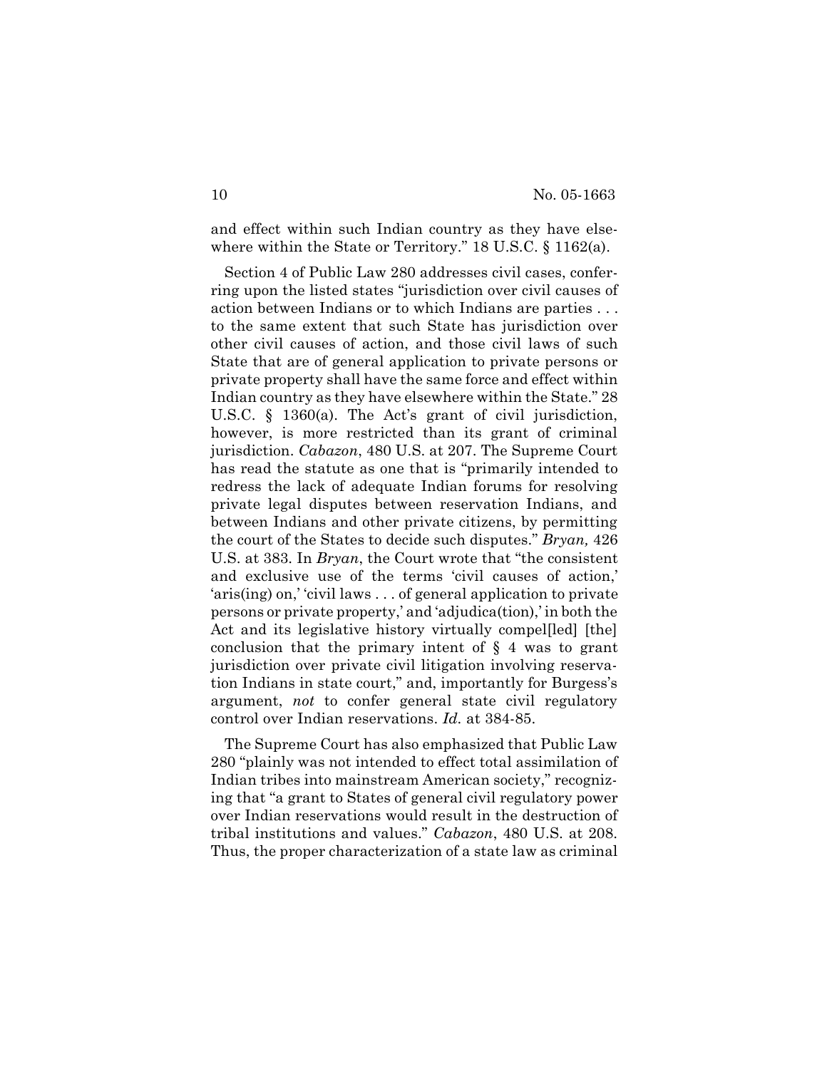and effect within such Indian country as they have elsewhere within the State or Territory." 18 U.S.C. § 1162(a).

Section 4 of Public Law 280 addresses civil cases, conferring upon the listed states "jurisdiction over civil causes of action between Indians or to which Indians are parties . . . to the same extent that such State has jurisdiction over other civil causes of action, and those civil laws of such State that are of general application to private persons or private property shall have the same force and effect within Indian country as they have elsewhere within the State." 28 U.S.C. § 1360(a). The Act's grant of civil jurisdiction, however, is more restricted than its grant of criminal jurisdiction. *Cabazon*, 480 U.S. at 207. The Supreme Court has read the statute as one that is "primarily intended to redress the lack of adequate Indian forums for resolving private legal disputes between reservation Indians, and between Indians and other private citizens, by permitting the court of the States to decide such disputes." *Bryan,* 426 U.S. at 383. In *Bryan*, the Court wrote that "the consistent and exclusive use of the terms 'civil causes of action,' 'aris(ing) on,' 'civil laws . . . of general application to private persons or private property,' and 'adjudica(tion),' in both the Act and its legislative history virtually compel[led] [the] conclusion that the primary intent of § 4 was to grant jurisdiction over private civil litigation involving reservation Indians in state court," and, importantly for Burgess's argument, *not* to confer general state civil regulatory control over Indian reservations. *Id.* at 384-85.

The Supreme Court has also emphasized that Public Law 280 "plainly was not intended to effect total assimilation of Indian tribes into mainstream American society," recognizing that "a grant to States of general civil regulatory power over Indian reservations would result in the destruction of tribal institutions and values." *Cabazon*, 480 U.S. at 208. Thus, the proper characterization of a state law as criminal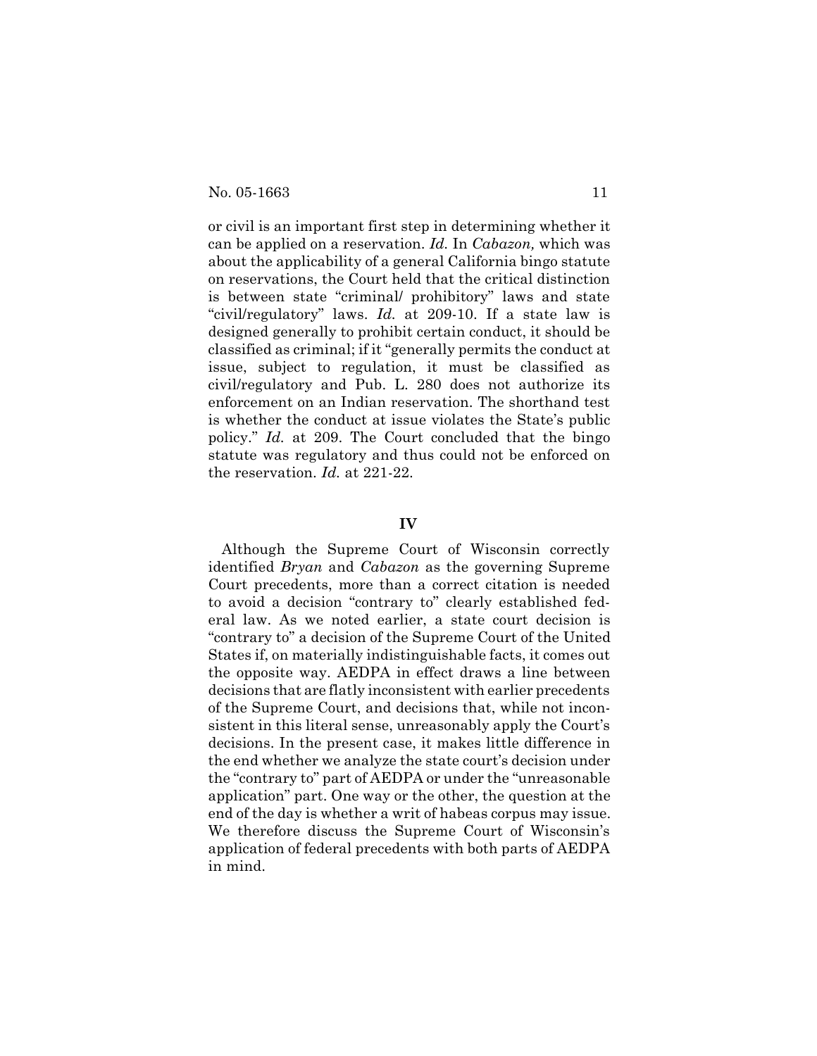or civil is an important first step in determining whether it can be applied on a reservation. *Id.* In *Cabazon,* which was about the applicability of a general California bingo statute on reservations, the Court held that the critical distinction is between state "criminal/ prohibitory" laws and state "civil/regulatory" laws. *Id.* at 209-10. If a state law is designed generally to prohibit certain conduct, it should be classified as criminal; if it "generally permits the conduct at issue, subject to regulation, it must be classified as civil/regulatory and Pub. L. 280 does not authorize its enforcement on an Indian reservation. The shorthand test is whether the conduct at issue violates the State's public policy." *Id.* at 209. The Court concluded that the bingo statute was regulatory and thus could not be enforced on the reservation. *Id.* at 221-22.

## IV

Although the Supreme Court of Wisconsin correctly identified *Bryan* and *Cabazon* as the governing Supreme Court precedents, more than a correct citation is needed to avoid a decision "contrary to" clearly established federal law. As we noted earlier, a state court decision is "contrary to" a decision of the Supreme Court of the United States if, on materially indistinguishable facts, it comes out the opposite way. AEDPA in effect draws a line between decisions that are flatly inconsistent with earlier precedents of the Supreme Court, and decisions that, while not inconsistent in this literal sense, unreasonably apply the Court's decisions. In the present case, it makes little difference in the end whether we analyze the state court's decision under the "contrary to" part of AEDPA or under the "unreasonable application" part. One way or the other, the question at the end of the day is whether a writ of habeas corpus may issue. We therefore discuss the Supreme Court of Wisconsin's application of federal precedents with both parts of AEDPA in mind.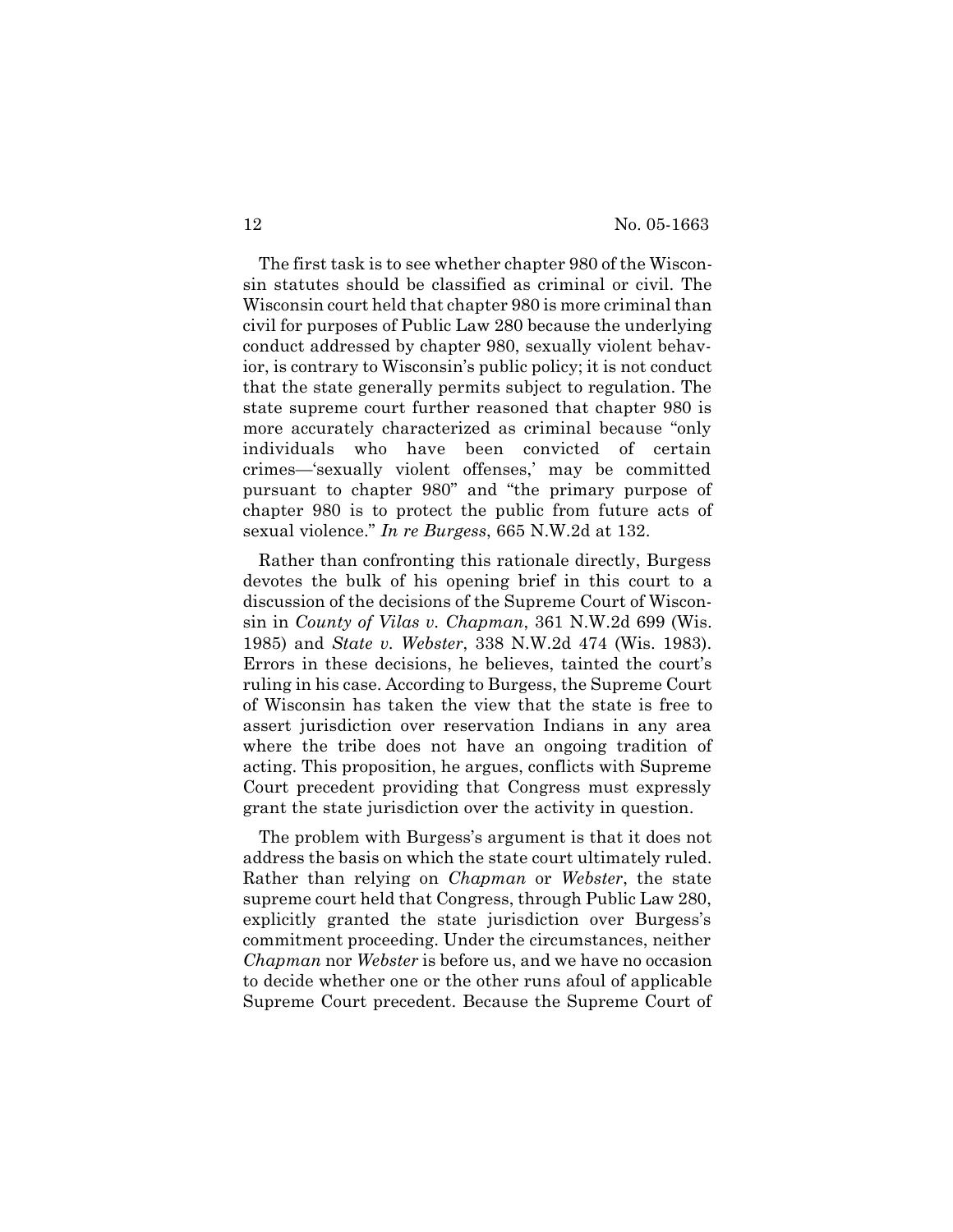The first task is to see whether chapter 980 of the Wisconsin statutes should be classified as criminal or civil. The Wisconsin court held that chapter 980 is more criminal than civil for purposes of Public Law 280 because the underlying conduct addressed by chapter 980, sexually violent behavior, is contrary to Wisconsin's public policy; it is not conduct that the state generally permits subject to regulation. The state supreme court further reasoned that chapter 980 is more accurately characterized as criminal because "only individuals who have been convicted of certain crimes—'sexually violent offenses,' may be committed pursuant to chapter 980" and "the primary purpose of chapter 980 is to protect the public from future acts of sexual violence." *In re Burgess*, 665 N.W.2d at 132.

Rather than confronting this rationale directly, Burgess devotes the bulk of his opening brief in this court to a discussion of the decisions of the Supreme Court of Wisconsin in *County of Vilas v. Chapman*, 361 N.W.2d 699 (Wis. 1985) and *State v. Webster*, 338 N.W.2d 474 (Wis. 1983). Errors in these decisions, he believes, tainted the court's ruling in his case. According to Burgess, the Supreme Court of Wisconsin has taken the view that the state is free to assert jurisdiction over reservation Indians in any area where the tribe does not have an ongoing tradition of acting. This proposition, he argues, conflicts with Supreme Court precedent providing that Congress must expressly grant the state jurisdiction over the activity in question.

The problem with Burgess's argument is that it does not address the basis on which the state court ultimately ruled. Rather than relying on *Chapman* or *Webster*, the state supreme court held that Congress, through Public Law 280, explicitly granted the state jurisdiction over Burgess's commitment proceeding. Under the circumstances, neither *Chapman* nor *Webster* is before us, and we have no occasion to decide whether one or the other runs afoul of applicable Supreme Court precedent. Because the Supreme Court of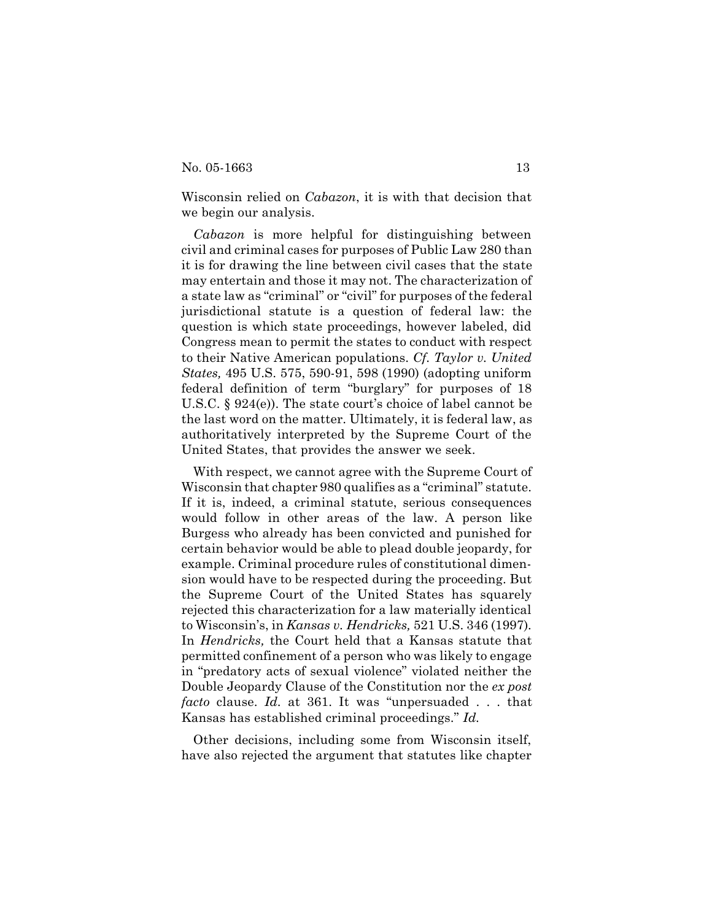Wisconsin relied on *Cabazon*, it is with that decision that we begin our analysis.

*Cabazon* is more helpful for distinguishing between civil and criminal cases for purposes of Public Law 280 than it is for drawing the line between civil cases that the state may entertain and those it may not. The characterization of a state law as "criminal" or "civil" for purposes of the federal jurisdictional statute is a question of federal law: the question is which state proceedings, however labeled, did Congress mean to permit the states to conduct with respect to their Native American populations. *Cf. Taylor v. United States,* 495 U.S. 575, 590-91, 598 (1990) (adopting uniform federal definition of term "burglary" for purposes of 18 U.S.C. § 924(e)). The state court's choice of label cannot be the last word on the matter. Ultimately, it is federal law, as authoritatively interpreted by the Supreme Court of the United States, that provides the answer we seek.

With respect, we cannot agree with the Supreme Court of Wisconsin that chapter 980 qualifies as a "criminal" statute. If it is, indeed, a criminal statute, serious consequences would follow in other areas of the law. A person like Burgess who already has been convicted and punished for certain behavior would be able to plead double jeopardy, for example. Criminal procedure rules of constitutional dimension would have to be respected during the proceeding. But the Supreme Court of the United States has squarely rejected this characterization for a law materially identical to Wisconsin's, in *Kansas v. Hendricks,* 521 U.S. 346 (1997). In *Hendricks,* the Court held that a Kansas statute that permitted confinement of a person who was likely to engage in "predatory acts of sexual violence" violated neither the Double Jeopardy Clause of the Constitution nor the *ex post facto* clause. *Id.* at 361. It was "unpersuaded . . . that Kansas has established criminal proceedings." *Id.*

Other decisions, including some from Wisconsin itself, have also rejected the argument that statutes like chapter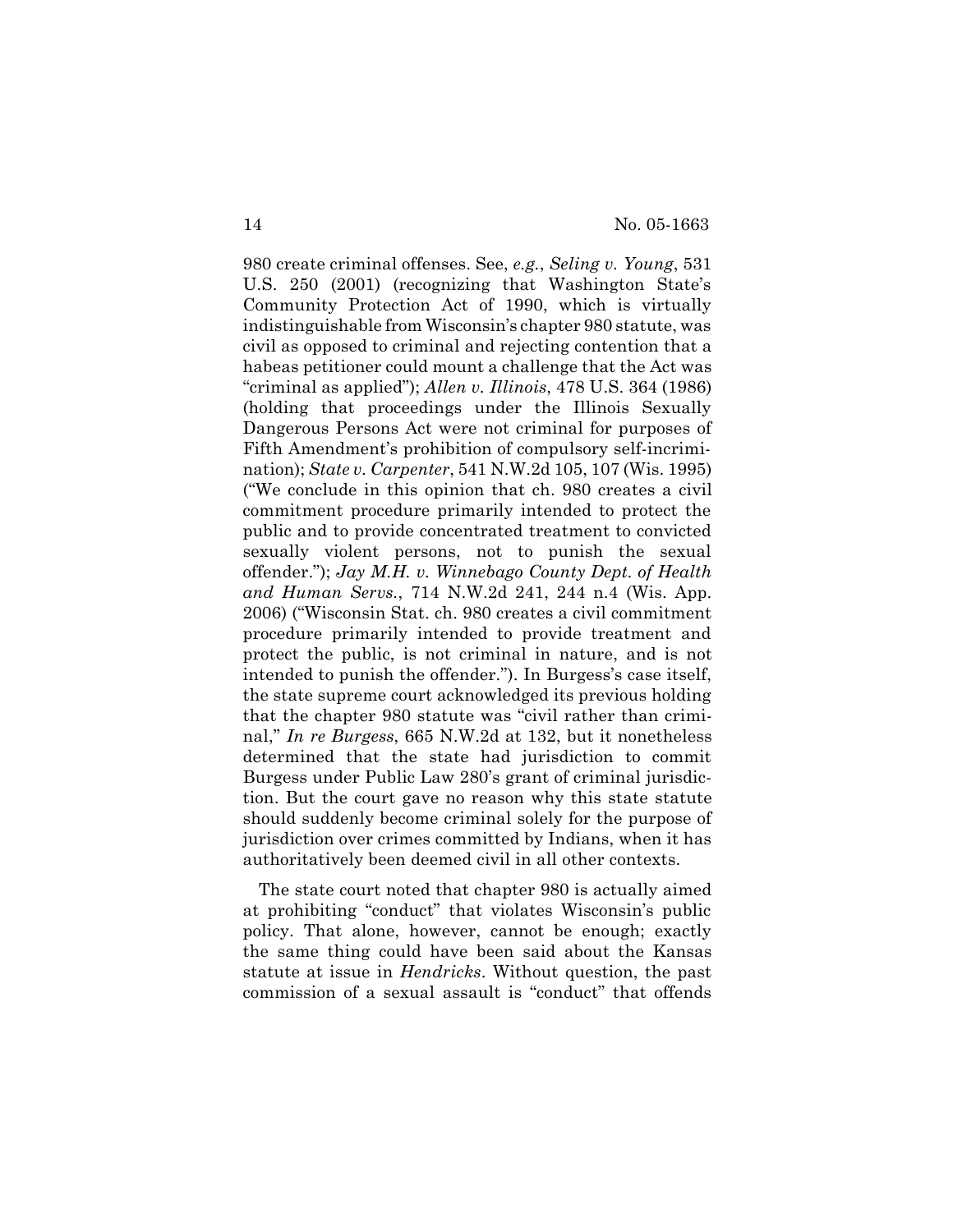980 create criminal offenses. See, *e.g.*, *Seling v. Young*, 531 U.S. 250 (2001) (recognizing that Washington State's Community Protection Act of 1990, which is virtually indistinguishable from Wisconsin's chapter 980 statute, was civil as opposed to criminal and rejecting contention that a habeas petitioner could mount a challenge that the Act was "criminal as applied"); *Allen v. Illinois*, 478 U.S. 364 (1986) (holding that proceedings under the Illinois Sexually Dangerous Persons Act were not criminal for purposes of Fifth Amendment's prohibition of compulsory self-incrimination); *State v. Carpenter*, 541 N.W.2d 105, 107 (Wis. 1995) ("We conclude in this opinion that ch. 980 creates a civil commitment procedure primarily intended to protect the public and to provide concentrated treatment to convicted sexually violent persons, not to punish the sexual offender."); *Jay M.H. v. Winnebago County Dept. of Health and Human Servs.*, 714 N.W.2d 241, 244 n.4 (Wis. App. 2006) ("Wisconsin Stat. ch. 980 creates a civil commitment procedure primarily intended to provide treatment and protect the public, is not criminal in nature, and is not intended to punish the offender."). In Burgess's case itself, the state supreme court acknowledged its previous holding that the chapter 980 statute was "civil rather than criminal," *In re Burgess*, 665 N.W.2d at 132, but it nonetheless determined that the state had jurisdiction to commit Burgess under Public Law 280's grant of criminal jurisdiction. But the court gave no reason why this state statute should suddenly become criminal solely for the purpose of jurisdiction over crimes committed by Indians, when it has authoritatively been deemed civil in all other contexts.

The state court noted that chapter 980 is actually aimed at prohibiting "conduct" that violates Wisconsin's public policy. That alone, however, cannot be enough; exactly the same thing could have been said about the Kansas statute at issue in *Hendricks*. Without question, the past commission of a sexual assault is "conduct" that offends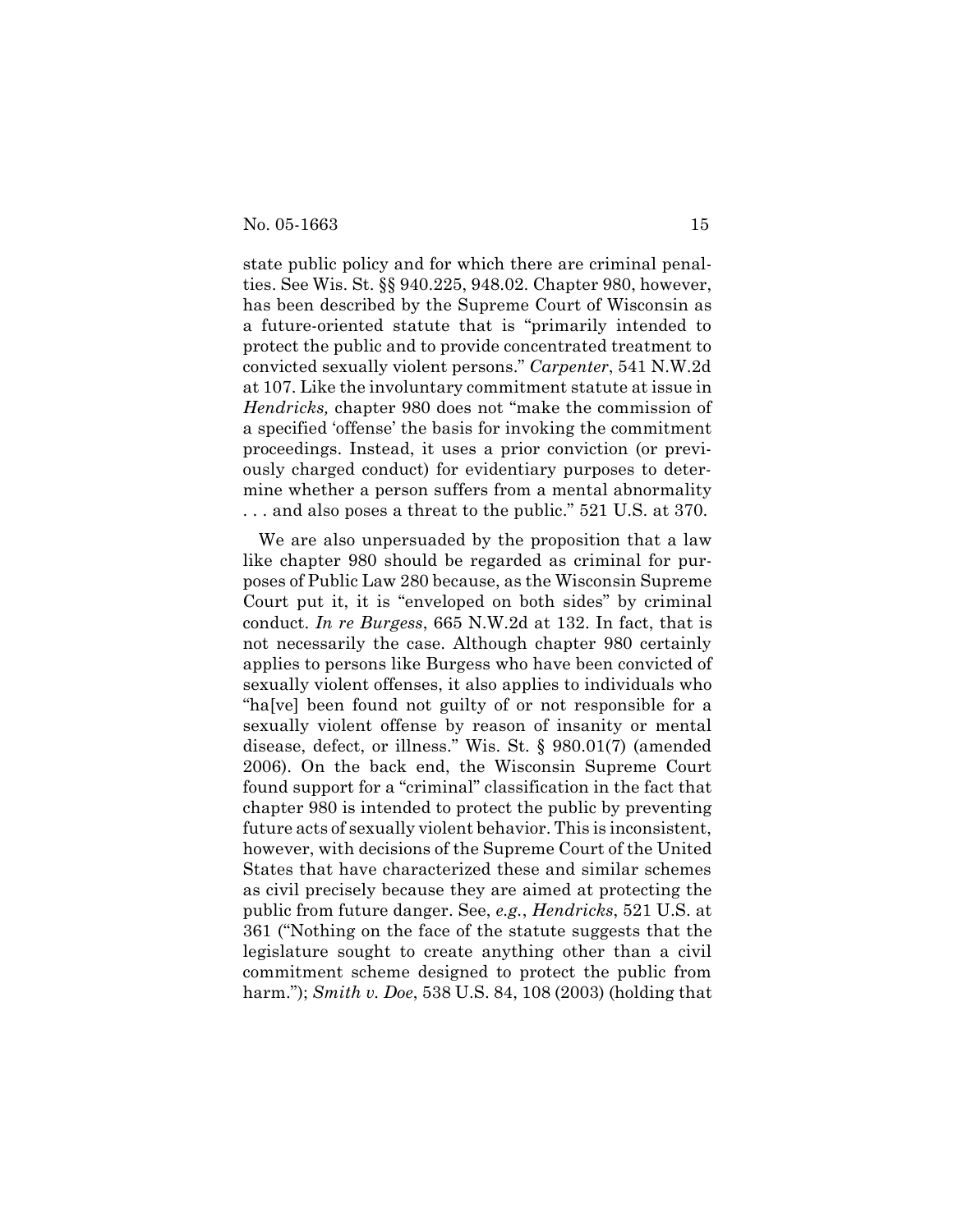state public policy and for which there are criminal penalties. See Wis. St. §§ 940.225, 948.02. Chapter 980, however, has been described by the Supreme Court of Wisconsin as a future-oriented statute that is "primarily intended to protect the public and to provide concentrated treatment to convicted sexually violent persons." *Carpenter*, 541 N.W.2d at 107. Like the involuntary commitment statute at issue in *Hendricks,* chapter 980 does not "make the commission of a specified 'offense' the basis for invoking the commitment proceedings. Instead, it uses a prior conviction (or previously charged conduct) for evidentiary purposes to determine whether a person suffers from a mental abnormality . . . and also poses a threat to the public." 521 U.S. at 370.

We are also unpersuaded by the proposition that a law like chapter 980 should be regarded as criminal for purposes of Public Law 280 because, as the Wisconsin Supreme Court put it, it is "enveloped on both sides" by criminal conduct. *In re Burgess*, 665 N.W.2d at 132. In fact, that is not necessarily the case. Although chapter 980 certainly applies to persons like Burgess who have been convicted of sexually violent offenses, it also applies to individuals who "ha[ve] been found not guilty of or not responsible for a sexually violent offense by reason of insanity or mental disease, defect, or illness." Wis. St. § 980.01(7) (amended 2006). On the back end, the Wisconsin Supreme Court found support for a "criminal" classification in the fact that chapter 980 is intended to protect the public by preventing future acts of sexually violent behavior. This is inconsistent, however, with decisions of the Supreme Court of the United States that have characterized these and similar schemes as civil precisely because they are aimed at protecting the public from future danger. See, *e.g.*, *Hendricks*, 521 U.S. at 361 ("Nothing on the face of the statute suggests that the legislature sought to create anything other than a civil commitment scheme designed to protect the public from harm."); *Smith v. Doe*, 538 U.S. 84, 108 (2003) (holding that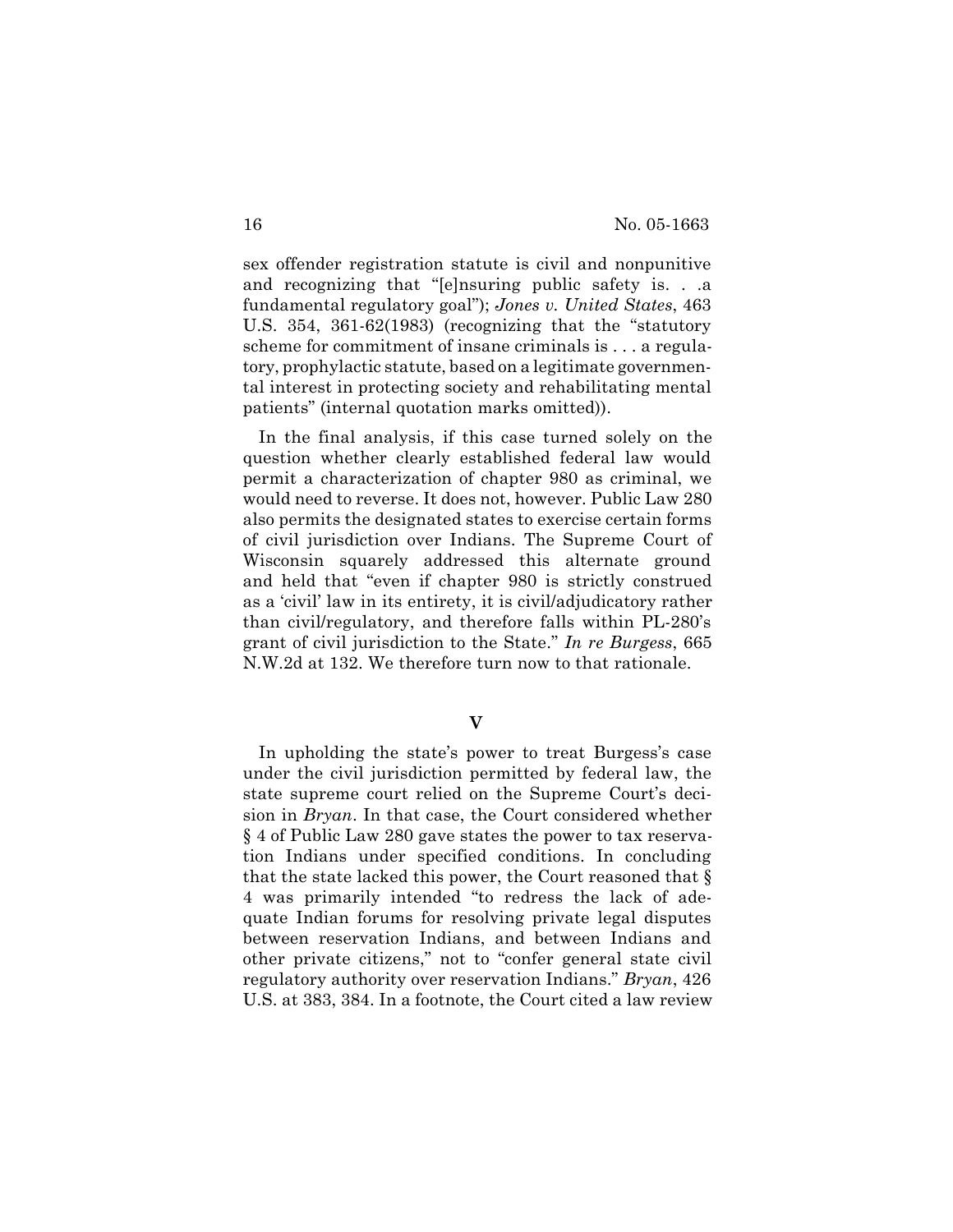sex offender registration statute is civil and nonpunitive and recognizing that "[e]nsuring public safety is. . .a fundamental regulatory goal"); *Jones v. United States*, 463 U.S. 354, 361-62(1983) (recognizing that the "statutory scheme for commitment of insane criminals is . . . a regulatory, prophylactic statute, based on a legitimate governmental interest in protecting society and rehabilitating mental patients" (internal quotation marks omitted)).

In the final analysis, if this case turned solely on the question whether clearly established federal law would permit a characterization of chapter 980 as criminal, we would need to reverse. It does not, however. Public Law 280 also permits the designated states to exercise certain forms of civil jurisdiction over Indians. The Supreme Court of Wisconsin squarely addressed this alternate ground and held that "even if chapter 980 is strictly construed as a 'civil' law in its entirety, it is civil/adjudicatory rather than civil/regulatory, and therefore falls within PL-280's grant of civil jurisdiction to the State." *In re Burgess*, 665 N.W.2d at 132. We therefore turn now to that rationale.

## V

In upholding the state's power to treat Burgess's case under the civil jurisdiction permitted by federal law, the state supreme court relied on the Supreme Court's decision in *Bryan*. In that case, the Court considered whether § 4 of Public Law 280 gave states the power to tax reservation Indians under specified conditions. In concluding that the state lacked this power, the Court reasoned that § 4 was primarily intended "to redress the lack of adequate Indian forums for resolving private legal disputes between reservation Indians, and between Indians and other private citizens," not to "confer general state civil regulatory authority over reservation Indians." *Bryan*, 426 U.S. at 383, 384. In a footnote, the Court cited a law review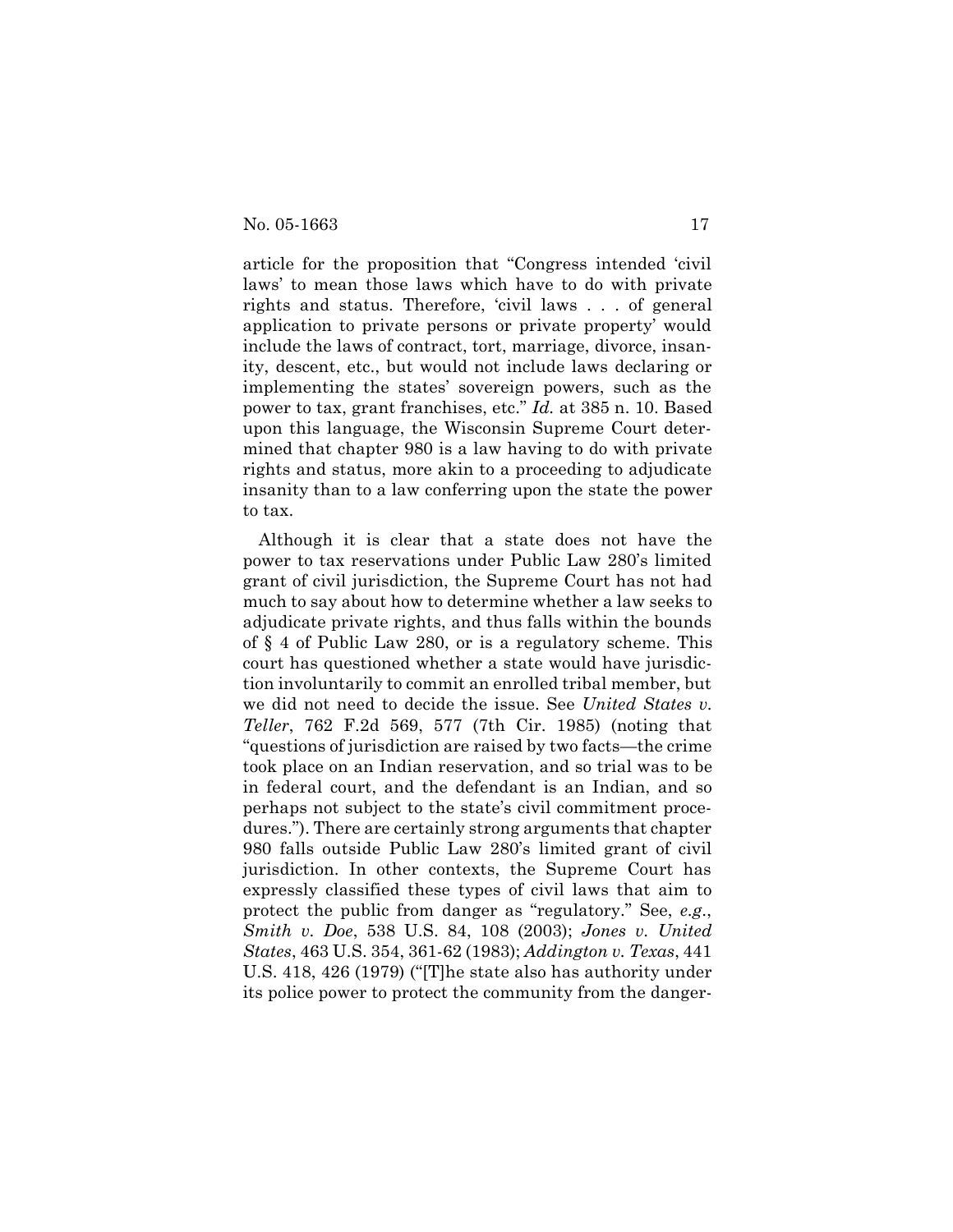article for the proposition that "Congress intended 'civil laws' to mean those laws which have to do with private rights and status. Therefore, 'civil laws . . . of general application to private persons or private property' would include the laws of contract, tort, marriage, divorce, insanity, descent, etc., but would not include laws declaring or implementing the states' sovereign powers, such as the power to tax, grant franchises, etc." *Id.* at 385 n. 10. Based upon this language, the Wisconsin Supreme Court determined that chapter 980 is a law having to do with private rights and status, more akin to a proceeding to adjudicate insanity than to a law conferring upon the state the power to tax.

Although it is clear that a state does not have the power to tax reservations under Public Law 280's limited grant of civil jurisdiction, the Supreme Court has not had much to say about how to determine whether a law seeks to adjudicate private rights, and thus falls within the bounds of § 4 of Public Law 280, or is a regulatory scheme. This court has questioned whether a state would have jurisdiction involuntarily to commit an enrolled tribal member, but we did not need to decide the issue. See *United States v. Teller*, 762 F.2d 569, 577 (7th Cir. 1985) (noting that "questions of jurisdiction are raised by two facts—the crime took place on an Indian reservation, and so trial was to be in federal court, and the defendant is an Indian, and so perhaps not subject to the state's civil commitment procedures."). There are certainly strong arguments that chapter 980 falls outside Public Law 280's limited grant of civil jurisdiction. In other contexts, the Supreme Court has expressly classified these types of civil laws that aim to protect the public from danger as "regulatory." See, *e.g.*, *Smith v. Doe*, 538 U.S. 84, 108 (2003); *Jones v. United States*, 463 U.S. 354, 361-62 (1983); *Addington v. Texas*, 441 U.S. 418, 426 (1979) ("[T]he state also has authority under its police power to protect the community from the danger-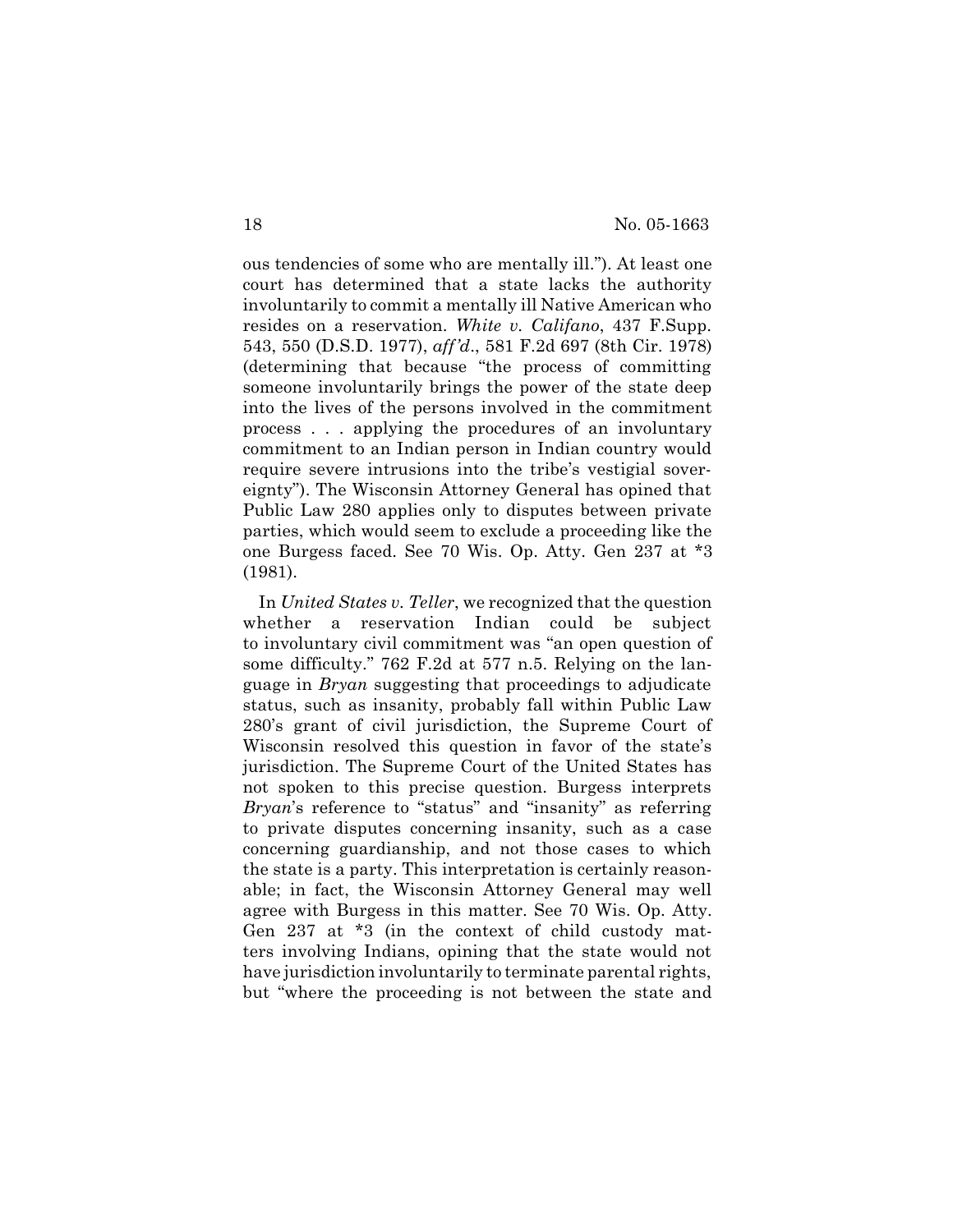ous tendencies of some who are mentally ill."). At least one court has determined that a state lacks the authority involuntarily to commit a mentally ill Native American who resides on a reservation. *White v. Califano*, 437 F.Supp. 543, 550 (D.S.D. 1977), *aff'd*., 581 F.2d 697 (8th Cir. 1978) (determining that because "the process of committing someone involuntarily brings the power of the state deep into the lives of the persons involved in the commitment process . . . applying the procedures of an involuntary commitment to an Indian person in Indian country would require severe intrusions into the tribe's vestigial sovereignty"). The Wisconsin Attorney General has opined that Public Law 280 applies only to disputes between private parties, which would seem to exclude a proceeding like the one Burgess faced. See 70 Wis. Op. Atty. Gen 237 at *3 (1981).

In *United States v. Teller*, we recognized that the question whether a reservation Indian could be subject to involuntary civil commitment was "an open question of some difficulty." 762 F.2d at 577 n.5. Relying on the language in *Bryan* suggesting that proceedings to adjudicate status, such as insanity, probably fall within Public Law 280's grant of civil jurisdiction, the Supreme Court of Wisconsin resolved this question in favor of the state's jurisdiction. The Supreme Court of the United States has not spoken to this precise question. Burgess interprets *Bryan*'s reference to "status" and "insanity" as referring to private disputes concerning insanity, such as a case concerning guardianship, and not those cases to which the state is a party. This interpretation is certainly reasonable; in fact, the Wisconsin Attorney General may well agree with Burgess in this matter. See 70 Wis. Op. Atty. Gen 237 at *3 (in the context of child custody matters involving Indians, opining that the state would not have jurisdiction involuntarily to terminate parental rights, but "where the proceeding is not between the state and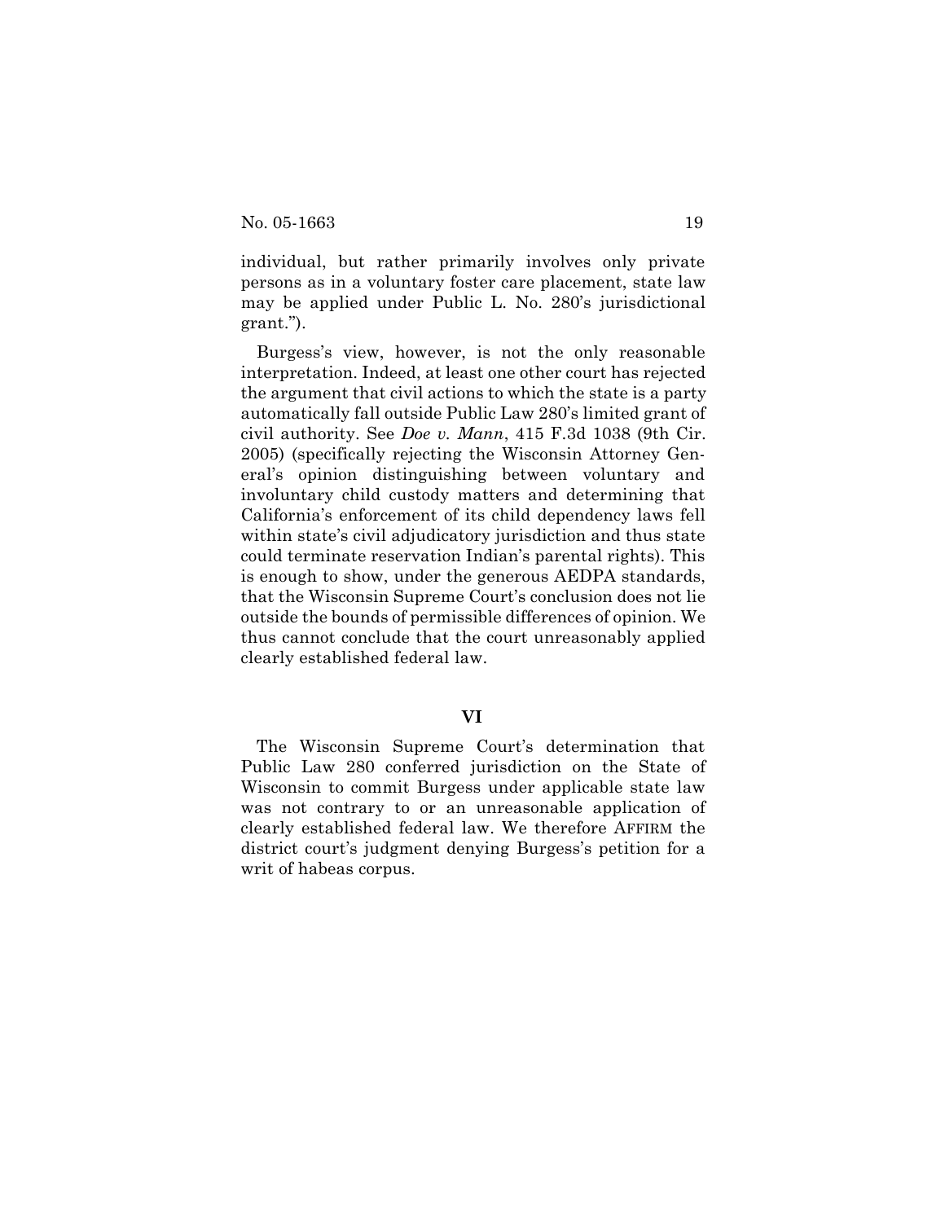individual, but rather primarily involves only private persons as in a voluntary foster care placement, state law may be applied under Public L. No. 280's jurisdictional grant.").

Burgess's view, however, is not the only reasonable interpretation. Indeed, at least one other court has rejected the argument that civil actions to which the state is a party automatically fall outside Public Law 280's limited grant of civil authority. See *Doe v. Mann*, 415 F.3d 1038 (9th Cir. 2005) (specifically rejecting the Wisconsin Attorney General's opinion distinguishing between voluntary and involuntary child custody matters and determining that California's enforcement of its child dependency laws fell within state's civil adjudicatory jurisdiction and thus state could terminate reservation Indian's parental rights). This is enough to show, under the generous AEDPA standards, that the Wisconsin Supreme Court's conclusion does not lie outside the bounds of permissible differences of opinion. We thus cannot conclude that the court unreasonably applied clearly established federal law.

## VI

The Wisconsin Supreme Court's determination that Public Law 280 conferred jurisdiction on the State of Wisconsin to commit Burgess under applicable state law was not contrary to or an unreasonable application of clearly established federal law. We therefore AFFIRM the district court's judgment denying Burgess's petition for a writ of habeas corpus.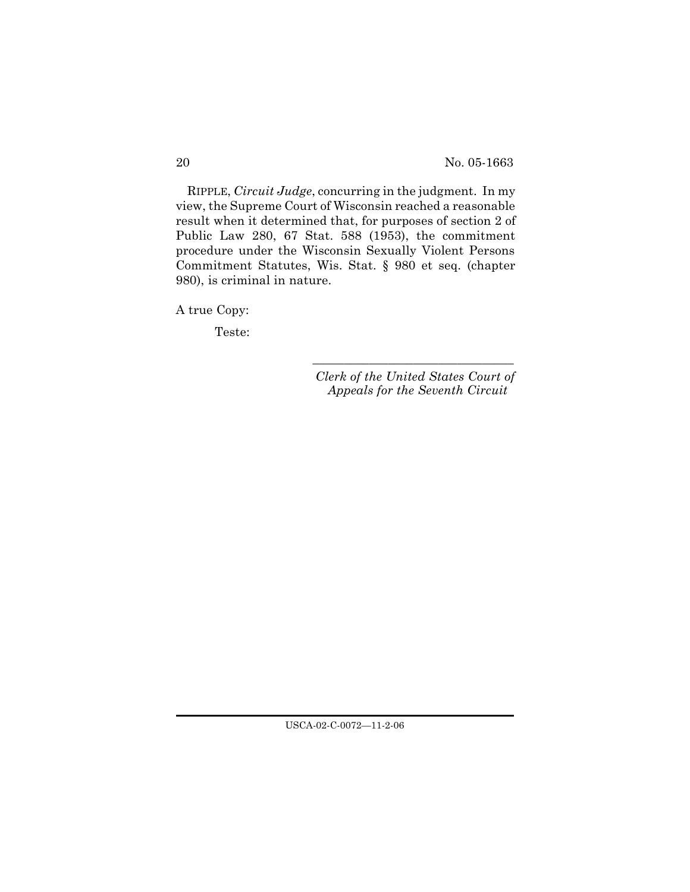RIPPLE, *Circuit Judge*, concurring in the judgment. In my view, the Supreme Court of Wisconsin reached a reasonable result when it determined that, for purposes of section 2 of Public Law 280, 67 Stat. 588 (1953), the commitment procedure under the Wisconsin Sexually Violent Persons Commitment Statutes, Wis. Stat. § 980 et seq. (chapter 980), is criminal in nature.

A true Copy:

Teste:

________________________________

*Clerk of the United States Court of Appeals for the Seventh Circuit*

USCA-02-C-0072—11-2-06